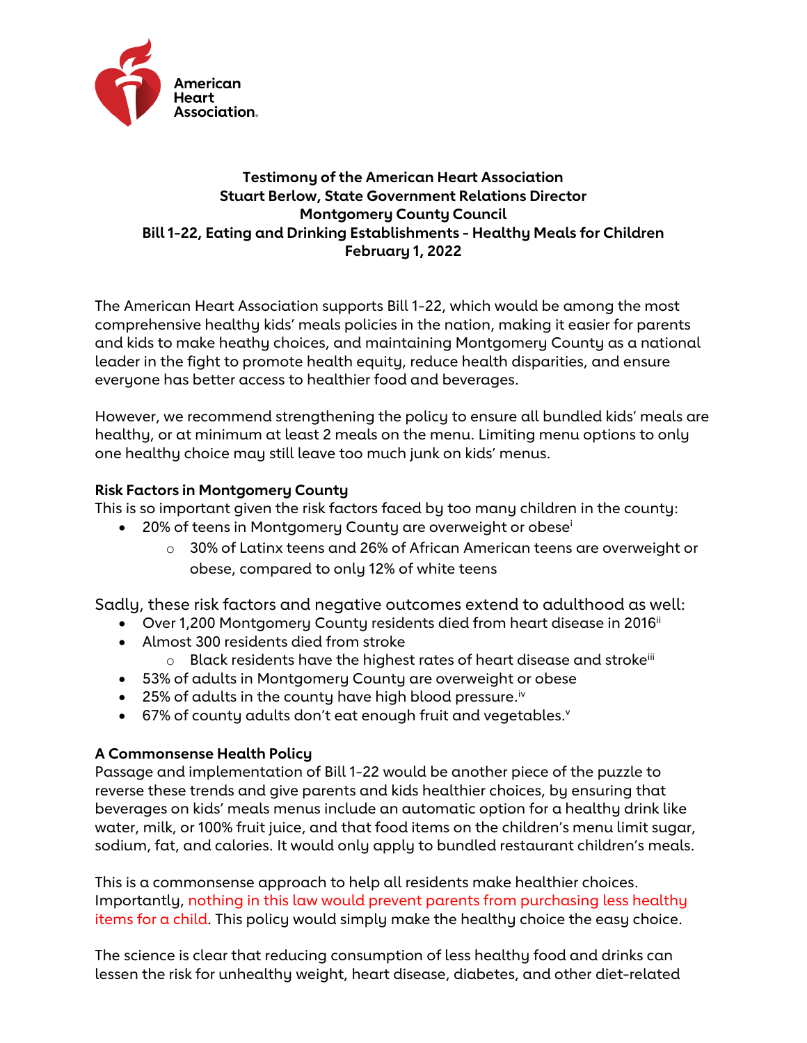American Heart Association.

**Testimony of the American Heart Association**
**Stuart Berlow, State Government Relations Director**
**Montgomery County Council**
**Bill 1-22, Eating and Drinking Establishments - Healthy Meals for Children**
**February 1, 2022**

The American Heart Association supports Bill 1-22, which would be among the most comprehensive healthy kids' meals policies in the nation, making it easier for parents and kids to make heathy choices, and maintaining Montgomery County as a national leader in the fight to promote health equity, reduce health disparities, and ensure everyone has better access to healthier food and beverages.

However, we recommend strengthening the policy to ensure all bundled kids' meals are healthy, or at minimum at least 2 meals on the menu. Limiting menu options to only one healthy choice may still leave too much junk on kids' menus.

**Risk Factors in Montgomery County**

This is so important given the risk factors faced by too many children in the county:

- 20% of teens in Montgomery County are overweight or obese[i]
  - 30% of Latinx teens and 26% of African American teens are overweight or obese, compared to only 12% of white teens

Sadly, these risk factors and negative outcomes extend to adulthood as well:

- Over 1,200 Montgomery County residents died from heart disease in 2016[ii]
- Almost 300 residents died from stroke
  - Black residents have the highest rates of heart disease and stroke[iii]
- 53% of adults in Montgomery County are overweight or obese
- 25% of adults in the county have high blood pressure.[iv]
- 67% of county adults don't eat enough fruit and vegetables.[v]

**A Commonsense Health Policy**

Passage and implementation of Bill 1-22 would be another piece of the puzzle to reverse these trends and give parents and kids healthier choices, by ensuring that beverages on kids' meals menus include an automatic option for a healthy drink like water, milk, or 100% fruit juice, and that food items on the children's menu limit sugar, sodium, fat, and calories. It would only apply to bundled restaurant children's meals.

This is a commonsense approach to help all residents make healthier choices. Importantly, nothing in this law would prevent parents from purchasing less healthy items for a child. This policy would simply make the healthy choice the easy choice.

The science is clear that reducing consumption of less healthy food and drinks can lessen the risk for unhealthy weight, heart disease, diabetes, and other diet-related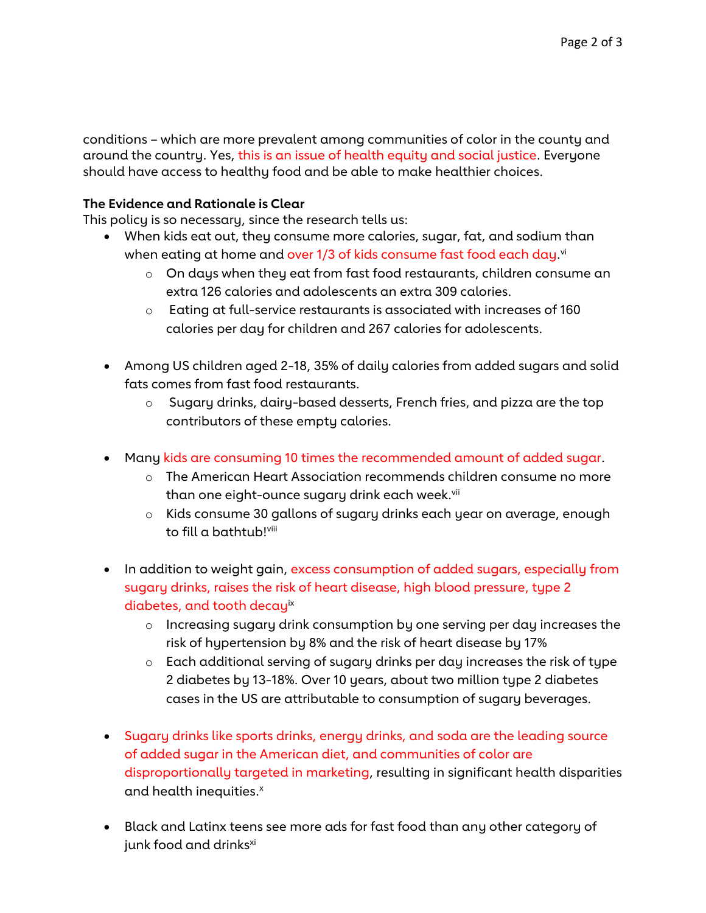conditions – which are more prevalent among communities of color in the county and around the country. Yes, this is an issue of health equity and social justice. Everyone should have access to healthy food and be able to make healthier choices.

**The Evidence and Rationale is Clear**

This policy is so necessary, since the research tells us:

- When kids eat out, they consume more calories, sugar, fat, and sodium than when eating at home and over 1/3 of kids consume fast food each day.[vi]
    - On days when they eat from fast food restaurants, children consume an extra 126 calories and adolescents an extra 309 calories.
    - Eating at full-service restaurants is associated with increases of 160 calories per day for children and 267 calories for adolescents.

- Among US children aged 2-18, 35% of daily calories from added sugars and solid fats comes from fast food restaurants.
    - Sugary drinks, dairy-based desserts, French fries, and pizza are the top contributors of these empty calories.

- Many kids are consuming 10 times the recommended amount of added sugar.
    - The American Heart Association recommends children consume no more than one eight-ounce sugary drink each week.[vii]
    - Kids consume 30 gallons of sugary drinks each year on average, enough to fill a bathtub![viii]

- In addition to weight gain, excess consumption of added sugars, especially from sugary drinks, raises the risk of heart disease, high blood pressure, type 2 diabetes, and tooth decay[ix]
    - Increasing sugary drink consumption by one serving per day increases the risk of hypertension by 8% and the risk of heart disease by 17%
    - Each additional serving of sugary drinks per day increases the risk of type 2 diabetes by 13-18%. Over 10 years, about two million type 2 diabetes cases in the US are attributable to consumption of sugary beverages.

- Sugary drinks like sports drinks, energy drinks, and soda are the leading source of added sugar in the American diet, and communities of color are disproportionally targeted in marketing, resulting in significant health disparities and health inequities.[x]

- Black and Latinx teens see more ads for fast food than any other category of junk food and drinks[xi]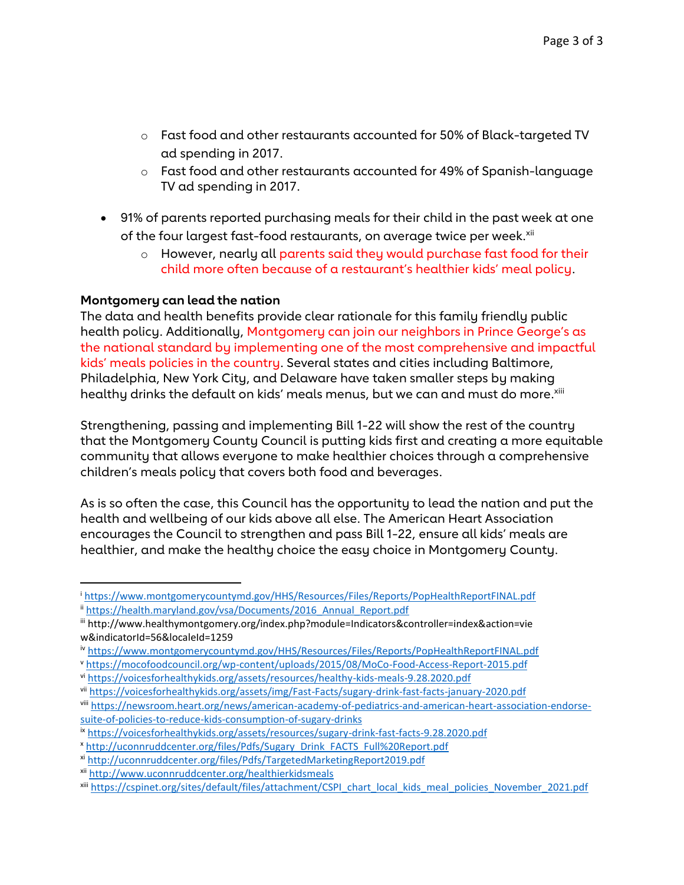- Fast food and other restaurants accounted for 50% of Black-targeted TV ad spending in 2017.
    - Fast food and other restaurants accounted for 49% of Spanish-language TV ad spending in 2017.

- 91% of parents reported purchasing meals for their child in the past week at one of the four largest fast-food restaurants, on average twice per week.[xii]
    - However, nearly all parents said they would purchase fast food for their child more often because of a restaurant's healthier kids' meal policy.

**Montgomery can lead the nation**

The data and health benefits provide clear rationale for this family friendly public health policy. Additionally, Montgomery can join our neighbors in Prince George's as the national standard by implementing one of the most comprehensive and impactful kids' meals policies in the country. Several states and cities including Baltimore, Philadelphia, New York City, and Delaware have taken smaller steps by making healthy drinks the default on kids' meals menus, but we can and must do more.[xiii]

Strengthening, passing and implementing Bill 1-22 will show the rest of the country that the Montgomery County Council is putting kids first and creating a more equitable community that allows everyone to make healthier choices through a comprehensive children's meals policy that covers both food and beverages.

As is so often the case, this Council has the opportunity to lead the nation and put the health and wellbeing of our kids above all else. The American Heart Association encourages the Council to strengthen and pass Bill 1-22, ensure all kids' meals are healthier, and make the healthy choice the easy choice in Montgomery County.

---

[i] https://www.montgomerycountymd.gov/HHS/Resources/Files/Reports/PopHealthReportFINAL.pdf
[ii] https://health.maryland.gov/vsa/Documents/2016_Annual_Report.pdf
[iii] http://www.healthymontgomery.org/index.php?module=Indicators&controller=index&action=view&indicatorId=56&localeId=1259
[iv] https://www.montgomerycountymd.gov/HHS/Resources/Files/Reports/PopHealthReportFINAL.pdf
[v] https://mocofoodcouncil.org/wp-content/uploads/2015/08/MoCo-Food-Access-Report-2015.pdf
[vi] https://voicesforhealthykids.org/assets/resources/healthy-kids-meals-9.28.2020.pdf
[vii] https://voicesforhealthykids.org/assets/img/Fast-Facts/sugary-drink-fast-facts-january-2020.pdf
[viii] https://newsroom.heart.org/news/american-academy-of-pediatrics-and-american-heart-association-endorse-suite-of-policies-to-reduce-kids-consumption-of-sugary-drinks
[ix] https://voicesforhealthykids.org/assets/resources/sugary-drink-fast-facts-9.28.2020.pdf
[x] http://uconnruddcenter.org/files/Pdfs/Sugary_Drink_FACTS_Full%20Report.pdf
[xi] http://uconnruddcenter.org/files/Pdfs/TargetedMarketingReport2019.pdf
[xii] http://www.uconnruddcenter.org/healthierkidsmeals
[xiii] https://cspinet.org/sites/default/files/attachment/CSPI_chart_local_kids_meal_policies_November_2021.pdf